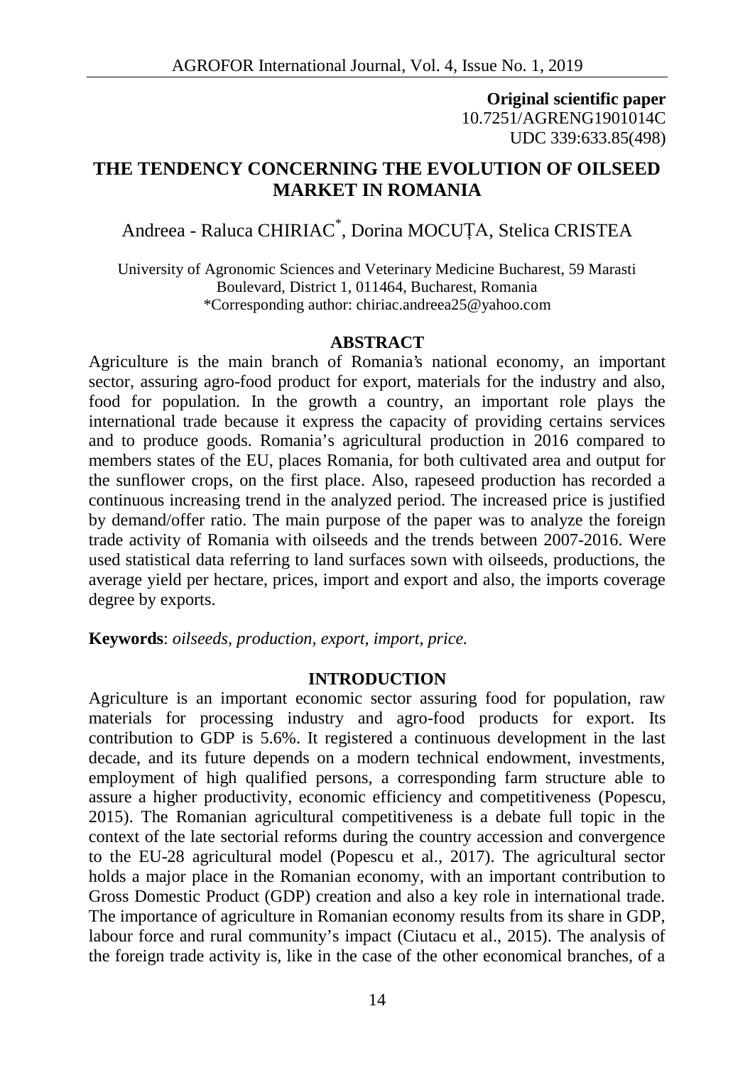**Original scientific paper**
10.7251/AGRENG1901014C
UDC 339:633.85(498)

# THE TENDENCY CONCERNING THE EVOLUTION OF OILSEED MARKET IN ROMANIA

Andreea - Raluca CHIRIAC*, Dorina MOCUȚA, Stelica CRISTEA

University of Agronomic Sciences and Veterinary Medicine Bucharest, 59 Marasti Boulevard, District 1, 011464, Bucharest, Romania
*Corresponding author: chiriac.andreea25@yahoo.com

## ABSTRACT

Agriculture is the main branch of Romania's national economy, an important sector, assuring agro-food product for export, materials for the industry and also, food for population. In the growth a country, an important role plays the international trade because it express the capacity of providing certains services and to produce goods. Romania's agricultural production in 2016 compared to members states of the EU, places Romania, for both cultivated area and output for the sunflower crops, on the first place. Also, rapeseed production has recorded a continuous increasing trend in the analyzed period. The increased price is justified by demand/offer ratio. The main purpose of the paper was to analyze the foreign trade activity of Romania with oilseeds and the trends between 2007-2016. Were used statistical data referring to land surfaces sown with oilseeds, productions, the average yield per hectare, prices, import and export and also, the imports coverage degree by exports.

**Keywords**: *oilseeds, production, export, import, price.*

## INTRODUCTION

Agriculture is an important economic sector assuring food for population, raw materials for processing industry and agro-food products for export. Its contribution to GDP is 5.6%. It registered a continuous development in the last decade, and its future depends on a modern technical endowment, investments, employment of high qualified persons, a corresponding farm structure able to assure a higher productivity, economic efficiency and competitiveness (Popescu, 2015). The Romanian agricultural competitiveness is a debate full topic in the context of the late sectorial reforms during the country accession and convergence to the EU-28 agricultural model (Popescu et al., 2017). The agricultural sector holds a major place in the Romanian economy, with an important contribution to Gross Domestic Product (GDP) creation and also a key role in international trade. The importance of agriculture in Romanian economy results from its share in GDP, labour force and rural community's impact (Ciutacu et al., 2015). The analysis of the foreign trade activity is, like in the case of the other economical branches, of a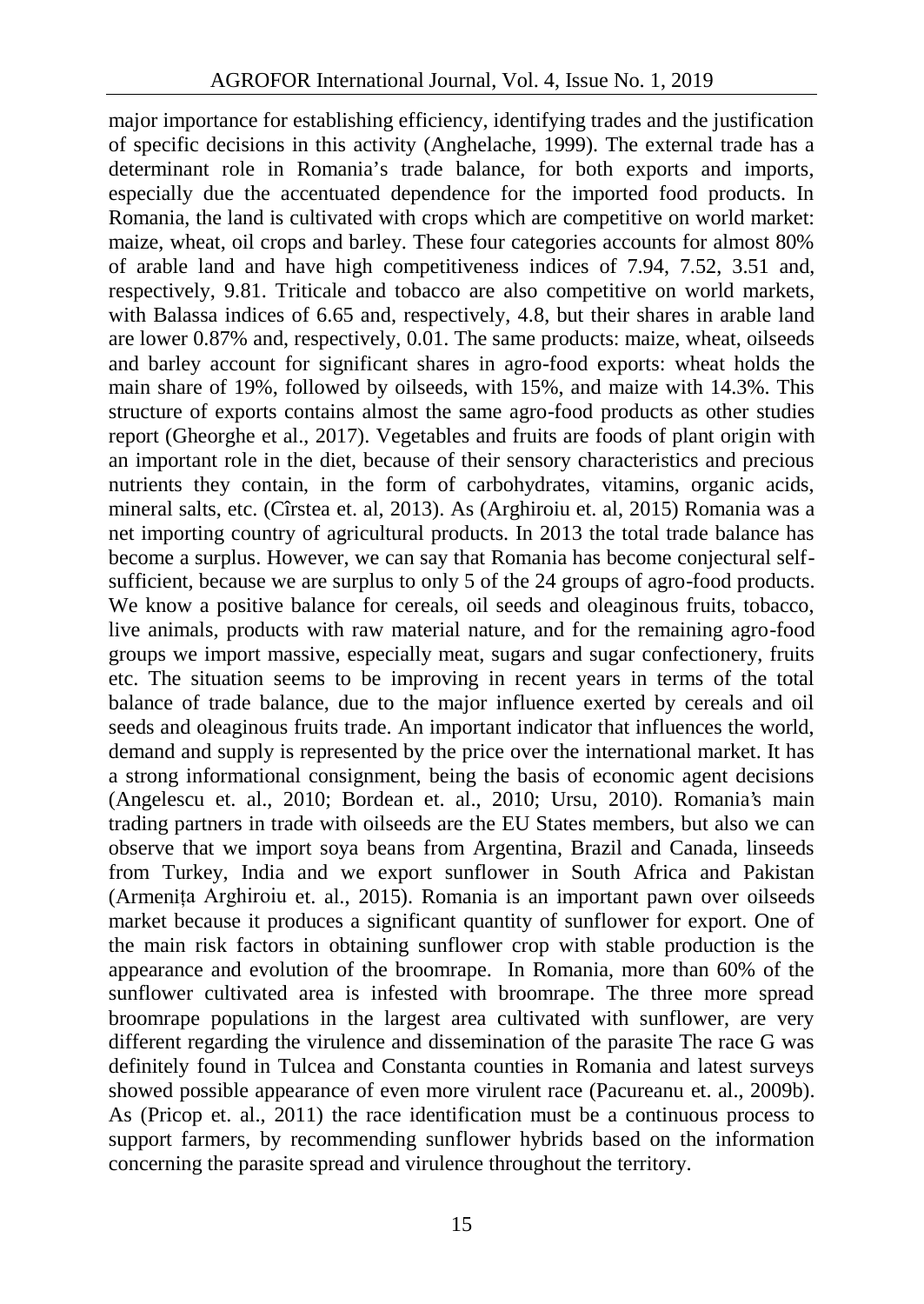major importance for establishing efficiency, identifying trades and the justification of specific decisions in this activity (Anghelache, 1999). The external trade has a determinant role in Romania's trade balance, for both exports and imports, especially due the accentuated dependence for the imported food products. In Romania, the land is cultivated with crops which are competitive on world market: maize, wheat, oil crops and barley. These four categories accounts for almost 80% of arable land and have high competitiveness indices of 7.94, 7.52, 3.51 and, respectively, 9.81. Triticale and tobacco are also competitive on world markets, with Balassa indices of 6.65 and, respectively, 4.8, but their shares in arable land are lower 0.87% and, respectively, 0.01. The same products: maize, wheat, oilseeds and barley account for significant shares in agro-food exports: wheat holds the main share of 19%, followed by oilseeds, with 15%, and maize with 14.3%. This structure of exports contains almost the same agro-food products as other studies report (Gheorghe et al., 2017). Vegetables and fruits are foods of plant origin with an important role in the diet, because of their sensory characteristics and precious nutrients they contain, in the form of carbohydrates, vitamins, organic acids, mineral salts, etc. (Cîrstea et. al, 2013). As (Arghiroiu et. al, 2015) Romania was a net importing country of agricultural products. In 2013 the total trade balance has become a surplus. However, we can say that Romania has become conjectural self-sufficient, because we are surplus to only 5 of the 24 groups of agro-food products. We know a positive balance for cereals, oil seeds and oleaginous fruits, tobacco, live animals, products with raw material nature, and for the remaining agro-food groups we import massive, especially meat, sugars and sugar confectionery, fruits etc. The situation seems to be improving in recent years in terms of the total balance of trade balance, due to the major influence exerted by cereals and oil seeds and oleaginous fruits trade. An important indicator that influences the world, demand and supply is represented by the price over the international market. It has a strong informational consignment, being the basis of economic agent decisions (Angelescu et. al., 2010; Bordean et. al., 2010; Ursu, 2010). Romania's main trading partners in trade with oilseeds are the EU States members, but also we can observe that we import soya beans from Argentina, Brazil and Canada, linseeds from Turkey, India and we export sunflower in South Africa and Pakistan (Armenița Arghiroiu et. al., 2015). Romania is an important pawn over oilseeds market because it produces a significant quantity of sunflower for export. One of the main risk factors in obtaining sunflower crop with stable production is the appearance and evolution of the broomrape. In Romania, more than 60% of the sunflower cultivated area is infested with broomrape. The three more spread broomrape populations in the largest area cultivated with sunflower, are very different regarding the virulence and dissemination of the parasite The race G was definitely found in Tulcea and Constanta counties in Romania and latest surveys showed possible appearance of even more virulent race (Pacureanu et. al., 2009b). As (Pricop et. al., 2011) the race identification must be a continuous process to support farmers, by recommending sunflower hybrids based on the information concerning the parasite spread and virulence throughout the territory.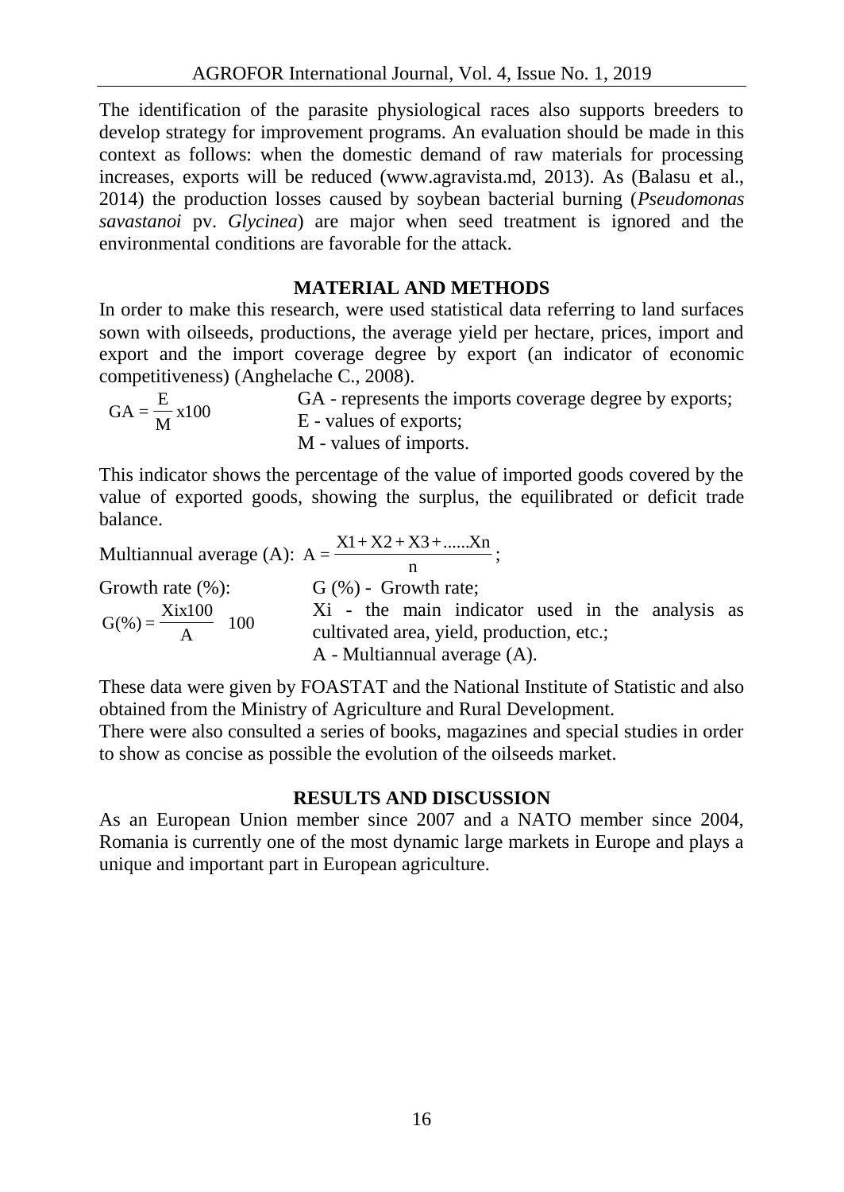The identification of the parasite physiological races also supports breeders to develop strategy for improvement programs. An evaluation should be made in this context as follows: when the domestic demand of raw materials for processing increases, exports will be reduced (www.agravista.md, 2013). As (Balasu et al., 2014) the production losses caused by soybean bacterial burning (*Pseudomonas savastanoi* pv. *Glycinea*) are major when seed treatment is ignored and the environmental conditions are favorable for the attack.

## MATERIAL AND METHODS

In order to make this research, were used statistical data referring to land surfaces sown with oilseeds, productions, the average yield per hectare, prices, import and export and the import coverage degree by export (an indicator of economic competitiveness) (Anghelache C., 2008).

$$GA = \frac{E}{M} x100$$

GA - represents the imports coverage degree by exports;
E - values of exports;
M - values of imports.

This indicator shows the percentage of the value of imported goods covered by the value of exported goods, showing the surplus, the equilibrated or deficit trade balance.

Multiannual average (A): $A = \frac{X1 + X2 + X3 + ......Xn}{n}$;

Growth rate (%):

$$G(\%) = \frac{Xix100}{A} \quad 100$$

G (%) - Growth rate;
Xi - the main indicator used in the analysis as cultivated area, yield, production, etc.;
A - Multiannual average (A).

These data were given by FOASTAT and the National Institute of Statistic and also obtained from the Ministry of Agriculture and Rural Development.
There were also consulted a series of books, magazines and special studies in order to show as concise as possible the evolution of the oilseeds market.

## RESULTS AND DISCUSSION

As an European Union member since 2007 and a NATO member since 2004, Romania is currently one of the most dynamic large markets in Europe and plays a unique and important part in European agriculture.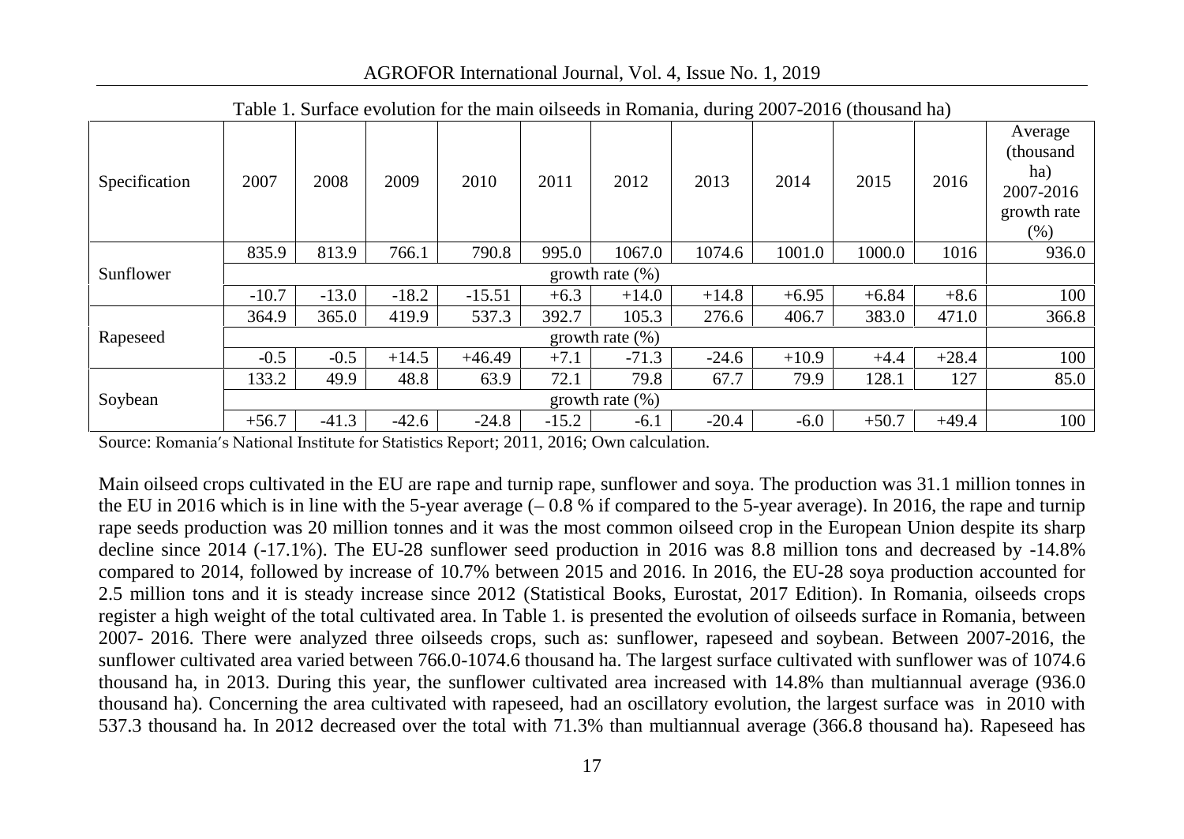Table 1. Surface evolution for the main oilseeds in Romania, during 2007-2016 (thousand ha)

| Specification | 2007 | 2008 | 2009 | 2010 | 2011 | 2012 | 2013 | 2014 | 2015 | 2016 | Average (thousand ha) 2007-2016 growth rate (%) |
|---|---|---|---|---|---|---|---|---|---|---|---|
| Sunflower | 835.9 | 813.9 | 766.1 | 790.8 | 995.0 | 1067.0 | 1074.6 | 1001.0 | 1000.0 | 1016 | 936.0 |
| | growth rate (%) | | | | | | | | | | |
| | -10.7 | -13.0 | -18.2 | -15.51 | +6.3 | +14.0 | +14.8 | +6.95 | +6.84 | +8.6 | 100 |
| Rapeseed | 364.9 | 365.0 | 419.9 | 537.3 | 392.7 | 105.3 | 276.6 | 406.7 | 383.0 | 471.0 | 366.8 |
| | growth rate (%) | | | | | | | | | | |
| | -0.5 | -0.5 | +14.5 | +46.49 | +7.1 | -71.3 | -24.6 | +10.9 | +4.4 | +28.4 | 100 |
| Soybean | 133.2 | 49.9 | 48.8 | 63.9 | 72.1 | 79.8 | 67.7 | 79.9 | 128.1 | 127 | 85.0 |
| | growth rate (%) | | | | | | | | | | |
| | +56.7 | -41.3 | -42.6 | -24.8 | -15.2 | -6.1 | -20.4 | -6.0 | +50.7 | +49.4 | 100 |

Source: Romania's National Institute for Statistics Report; 2011, 2016; Own calculation.

Main oilseed crops cultivated in the EU are rape and turnip rape, sunflower and soya. The production was 31.1 million tonnes in the EU in 2016 which is in line with the 5-year average (– 0.8 % if compared to the 5-year average). In 2016, the rape and turnip rape seeds production was 20 million tonnes and it was the most common oilseed crop in the European Union despite its sharp decline since 2014 (-17.1%). The EU-28 sunflower seed production in 2016 was 8.8 million tons and decreased by -14.8% compared to 2014, followed by increase of 10.7% between 2015 and 2016. In 2016, the EU-28 soya production accounted for 2.5 million tons and it is steady increase since 2012 (Statistical Books, Eurostat, 2017 Edition). In Romania, oilseeds crops register a high weight of the total cultivated area. In Table 1. is presented the evolution of oilseeds surface in Romania, between 2007- 2016. There were analyzed three oilseeds crops, such as: sunflower, rapeseed and soybean. Between 2007-2016, the sunflower cultivated area varied between 766.0-1074.6 thousand ha. The largest surface cultivated with sunflower was of 1074.6 thousand ha, in 2013. During this year, the sunflower cultivated area increased with 14.8% than multiannual average (936.0 thousand ha). Concerning the area cultivated with rapeseed, had an oscillatory evolution, the largest surface was in 2010 with 537.3 thousand ha. In 2012 decreased over the total with 71.3% than multiannual average (366.8 thousand ha). Rapeseed has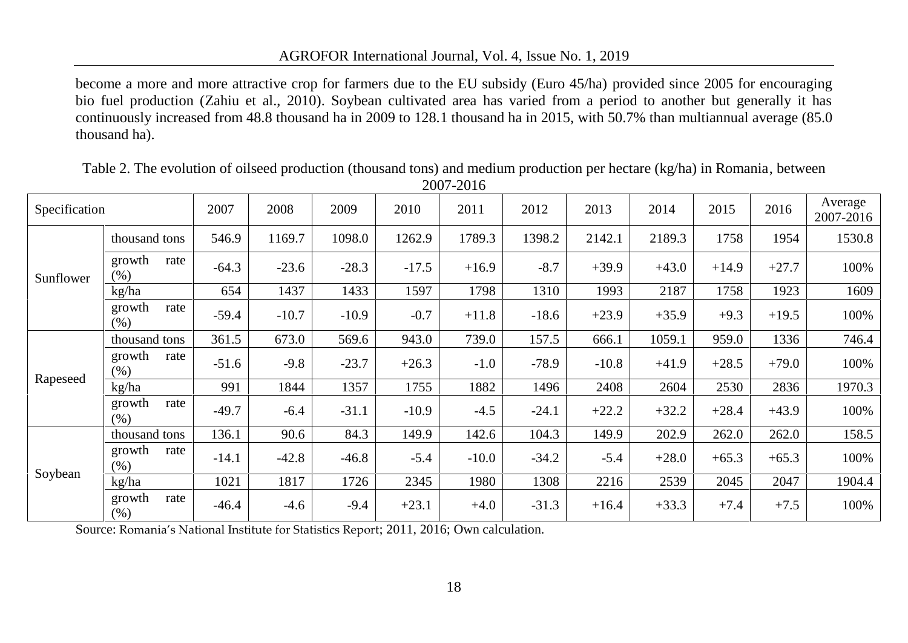become a more and more attractive crop for farmers due to the EU subsidy (Euro 45/ha) provided since 2005 for encouraging bio fuel production (Zahiu et al., 2010). Soybean cultivated area has varied from a period to another but generally it has continuously increased from 48.8 thousand ha in 2009 to 128.1 thousand ha in 2015, with 50.7% than multiannual average (85.0 thousand ha).

Table 2. The evolution of oilseed production (thousand tons) and medium production per hectare (kg/ha) in Romania, between 2007-2016

| Specification | | 2007 | 2008 | 2009 | 2010 | 2011 | 2012 | 2013 | 2014 | 2015 | 2016 | Average 2007-2016 |
|---|---|---|---|---|---|---|---|---|---|---|---|---|
| Sunflower | thousand tons | 546.9 | 1169.7 | 1098.0 | 1262.9 | 1789.3 | 1398.2 | 2142.1 | 2189.3 | 1758 | 1954 | 1530.8 |
| | growth rate (%) | -64.3 | -23.6 | -28.3 | -17.5 | +16.9 | -8.7 | +39.9 | +43.0 | +14.9 | +27.7 | 100% |
| | kg/ha | 654 | 1437 | 1433 | 1597 | 1798 | 1310 | 1993 | 2187 | 1758 | 1923 | 1609 |
| | growth rate (%) | -59.4 | -10.7 | -10.9 | -0.7 | +11.8 | -18.6 | +23.9 | +35.9 | +9.3 | +19.5 | 100% |
| Rapeseed | thousand tons | 361.5 | 673.0 | 569.6 | 943.0 | 739.0 | 157.5 | 666.1 | 1059.1 | 959.0 | 1336 | 746.4 |
| | growth rate (%) | -51.6 | -9.8 | -23.7 | +26.3 | -1.0 | -78.9 | -10.8 | +41.9 | +28.5 | +79.0 | 100% |
| | kg/ha | 991 | 1844 | 1357 | 1755 | 1882 | 1496 | 2408 | 2604 | 2530 | 2836 | 1970.3 |
| | growth rate (%) | -49.7 | -6.4 | -31.1 | -10.9 | -4.5 | -24.1 | +22.2 | +32.2 | +28.4 | +43.9 | 100% |
| Soybean | thousand tons | 136.1 | 90.6 | 84.3 | 149.9 | 142.6 | 104.3 | 149.9 | 202.9 | 262.0 | 262.0 | 158.5 |
| | growth rate (%) | -14.1 | -42.8 | -46.8 | -5.4 | -10.0 | -34.2 | -5.4 | +28.0 | +65.3 | +65.3 | 100% |
| | kg/ha | 1021 | 1817 | 1726 | 2345 | 1980 | 1308 | 2216 | 2539 | 2045 | 2047 | 1904.4 |
| | growth rate (%) | -46.4 | -4.6 | -9.4 | +23.1 | +4.0 | -31.3 | +16.4 | +33.3 | +7.4 | +7.5 | 100% |

Source: Romania's National Institute for Statistics Report; 2011, 2016; Own calculation.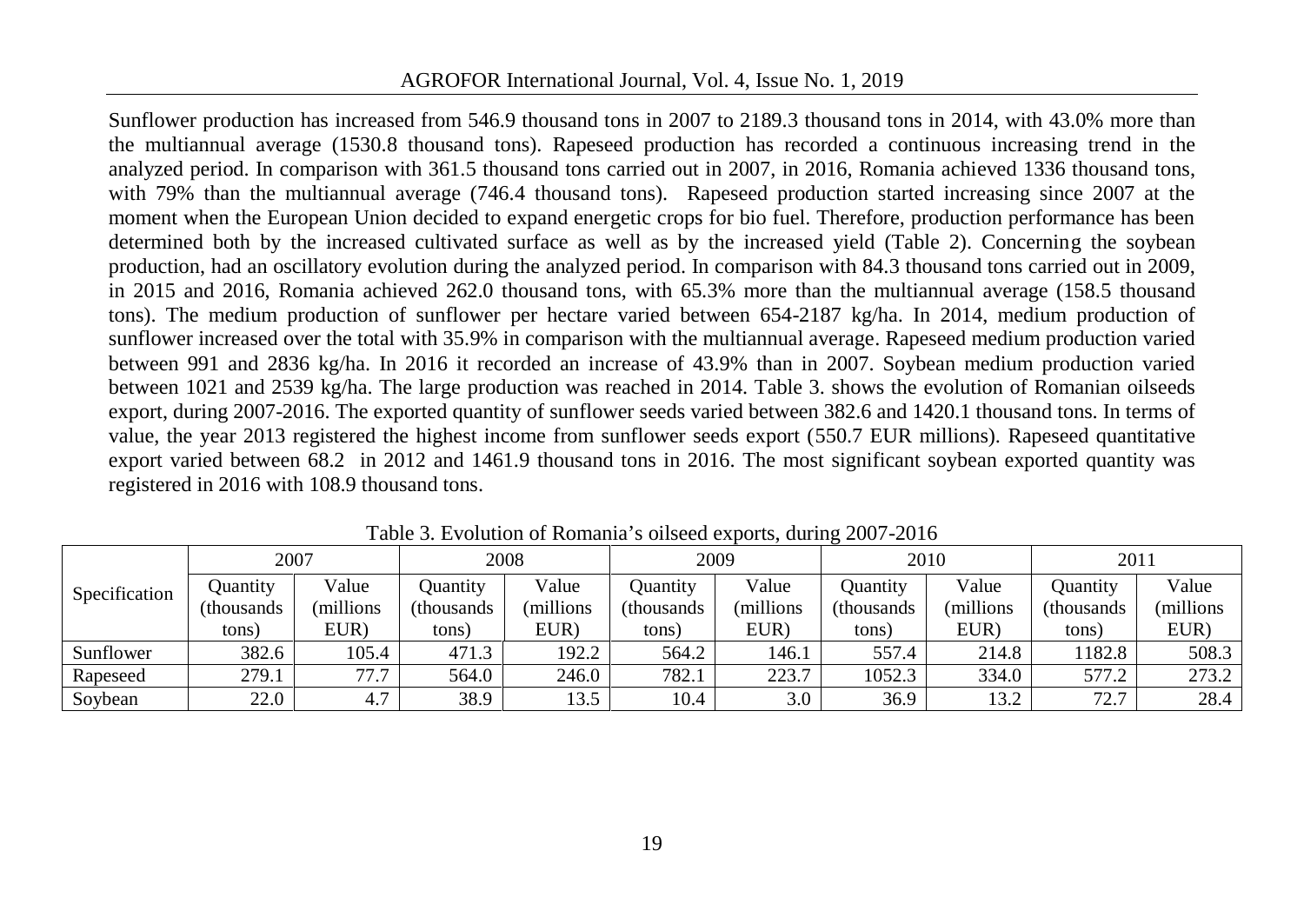Sunflower production has increased from 546.9 thousand tons in 2007 to 2189.3 thousand tons in 2014, with 43.0% more than the multiannual average (1530.8 thousand tons). Rapeseed production has recorded a continuous increasing trend in the analyzed period. In comparison with 361.5 thousand tons carried out in 2007, in 2016, Romania achieved 1336 thousand tons, with 79% than the multiannual average (746.4 thousand tons). Rapeseed production started increasing since 2007 at the moment when the European Union decided to expand energetic crops for bio fuel. Therefore, production performance has been determined both by the increased cultivated surface as well as by the increased yield (Table 2). Concerning the soybean production, had an oscillatory evolution during the analyzed period. In comparison with 84.3 thousand tons carried out in 2009, in 2015 and 2016, Romania achieved 262.0 thousand tons, with 65.3% more than the multiannual average (158.5 thousand tons). The medium production of sunflower per hectare varied between 654-2187 kg/ha. In 2014, medium production of sunflower increased over the total with 35.9% in comparison with the multiannual average. Rapeseed medium production varied between 991 and 2836 kg/ha. In 2016 it recorded an increase of 43.9% than in 2007. Soybean medium production varied between 1021 and 2539 kg/ha. The large production was reached in 2014. Table 3. shows the evolution of Romanian oilseeds export, during 2007-2016. The exported quantity of sunflower seeds varied between 382.6 and 1420.1 thousand tons. In terms of value, the year 2013 registered the highest income from sunflower seeds export (550.7 EUR millions). Rapeseed quantitative export varied between 68.2 in 2012 and 1461.9 thousand tons in 2016. The most significant soybean exported quantity was registered in 2016 with 108.9 thousand tons.

Table 3. Evolution of Romania's oilseed exports, during 2007-2016

| Specification | 2007 | | 2008 | | 2009 | | 2010 | | 2011 | |
|---|---|---|---|---|---|---|---|---|---|---|
| | Quantity (thousands tons) | Value (millions EUR) | Quantity (thousands tons) | Value (millions EUR) | Quantity (thousands tons) | Value (millions EUR) | Quantity (thousands tons) | Value (millions EUR) | Quantity (thousands tons) | Value (millions EUR) |
| Sunflower | 382.6 | 105.4 | 471.3 | 192.2 | 564.2 | 146.1 | 557.4 | 214.8 | 1182.8 | 508.3 |
| Rapeseed | 279.1 | 77.7 | 564.0 | 246.0 | 782.1 | 223.7 | 1052.3 | 334.0 | 577.2 | 273.2 |
| Soybean | 22.0 | 4.7 | 38.9 | 13.5 | 10.4 | 3.0 | 36.9 | 13.2 | 72.7 | 28.4 |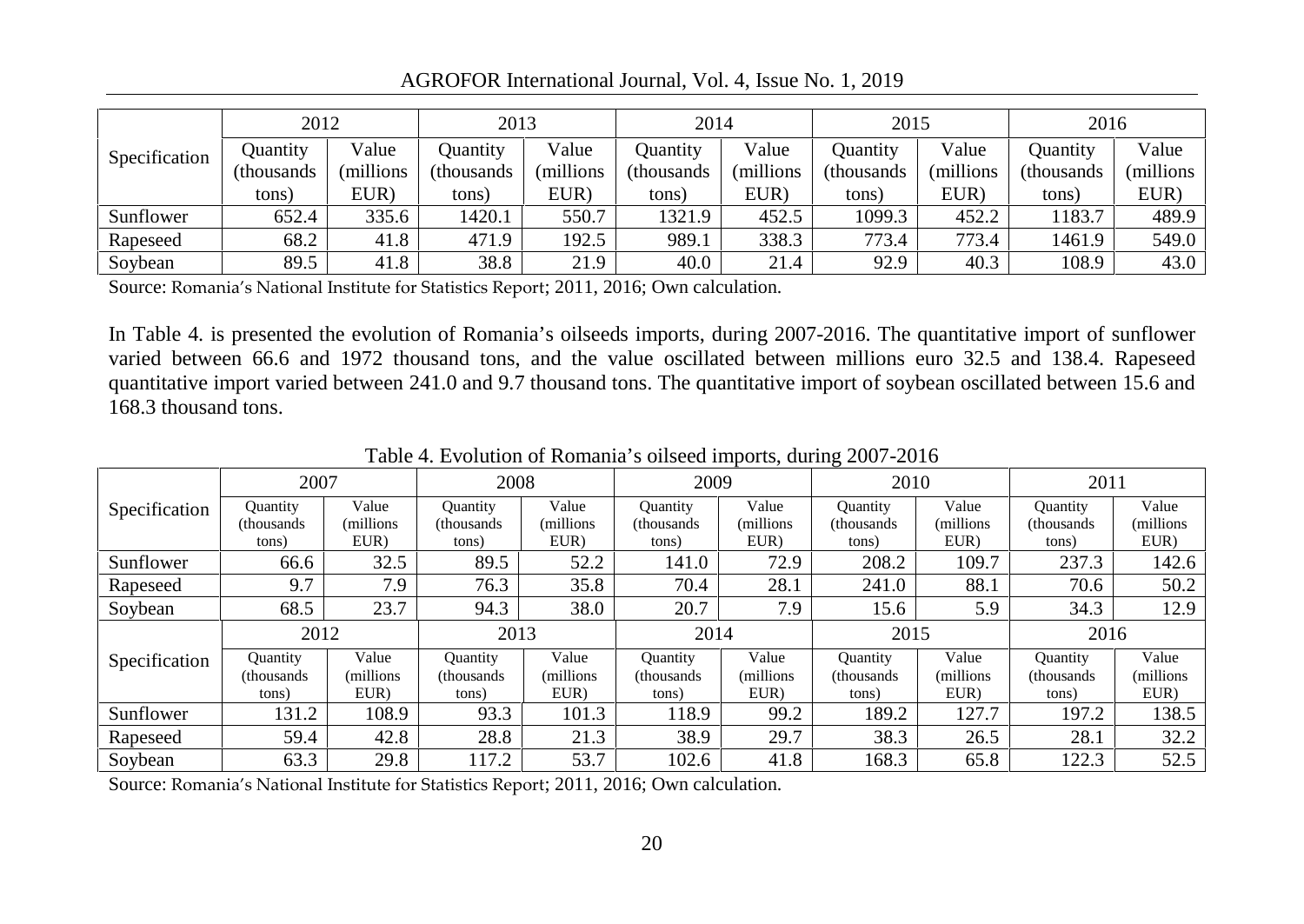| Specification | 2012 | | 2013 | | 2014 | | 2015 | | 2016 | |
|---|---|---|---|---|---|---|---|---|---|---|
| | Quantity (thousands tons) | Value (millions EUR) | Quantity (thousands tons) | Value (millions EUR) | Quantity (thousands tons) | Value (millions EUR) | Quantity (thousands tons) | Value (millions EUR) | Quantity (thousands tons) | Value (millions EUR) |
| Sunflower | 652.4 | 335.6 | 1420.1 | 550.7 | 1321.9 | 452.5 | 1099.3 | 452.2 | 1183.7 | 489.9 |
| Rapeseed | 68.2 | 41.8 | 471.9 | 192.5 | 989.1 | 338.3 | 773.4 | 773.4 | 1461.9 | 549.0 |
| Soybean | 89.5 | 41.8 | 38.8 | 21.9 | 40.0 | 21.4 | 92.9 | 40.3 | 108.9 | 43.0 |

Source: Romania's National Institute for Statistics Report; 2011, 2016; Own calculation.

In Table 4. is presented the evolution of Romania's oilseeds imports, during 2007-2016. The quantitative import of sunflower varied between 66.6 and 1972 thousand tons, and the value oscillated between millions euro 32.5 and 138.4. Rapeseed quantitative import varied between 241.0 and 9.7 thousand tons. The quantitative import of soybean oscillated between 15.6 and 168.3 thousand tons.

Table 4. Evolution of Romania's oilseed imports, during 2007-2016

| Specification | 2007 | | 2008 | | 2009 | | 2010 | | 2011 | |
|---|---|---|---|---|---|---|---|---|---|---|
| | Quantity (thousands tons) | Value (millions EUR) | Quantity (thousands tons) | Value (millions EUR) | Quantity (thousands tons) | Value (millions EUR) | Quantity (thousands tons) | Value (millions EUR) | Quantity (thousands tons) | Value (millions EUR) |
| Sunflower | 66.6 | 32.5 | 89.5 | 52.2 | 141.0 | 72.9 | 208.2 | 109.7 | 237.3 | 142.6 |
| Rapeseed | 9.7 | 7.9 | 76.3 | 35.8 | 70.4 | 28.1 | 241.0 | 88.1 | 70.6 | 50.2 |
| Soybean | 68.5 | 23.7 | 94.3 | 38.0 | 20.7 | 7.9 | 15.6 | 5.9 | 34.3 | 12.9 |
| Specification | 2012 | | 2013 | | 2014 | | 2015 | | 2016 | |
| | Quantity (thousands tons) | Value (millions EUR) | Quantity (thousands tons) | Value (millions EUR) | Quantity (thousands tons) | Value (millions EUR) | Quantity (thousands tons) | Value (millions EUR) | Quantity (thousands tons) | Value (millions EUR) |
| Sunflower | 131.2 | 108.9 | 93.3 | 101.3 | 118.9 | 99.2 | 189.2 | 127.7 | 197.2 | 138.5 |
| Rapeseed | 59.4 | 42.8 | 28.8 | 21.3 | 38.9 | 29.7 | 38.3 | 26.5 | 28.1 | 32.2 |
| Soybean | 63.3 | 29.8 | 117.2 | 53.7 | 102.6 | 41.8 | 168.3 | 65.8 | 122.3 | 52.5 |

Source: Romania's National Institute for Statistics Report; 2011, 2016; Own calculation.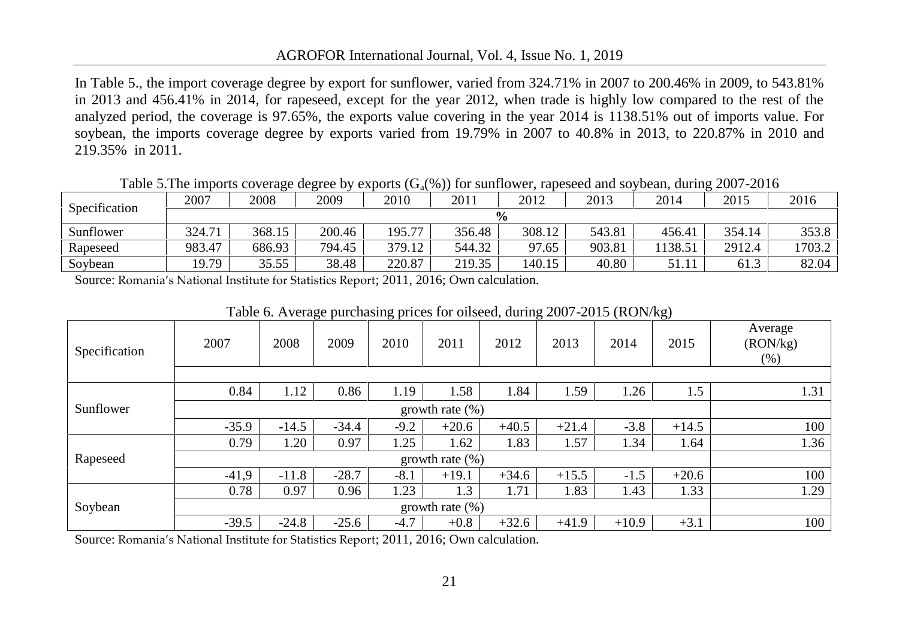In Table 5., the import coverage degree by export for sunflower, varied from 324.71% in 2007 to 200.46% in 2009, to 543.81% in 2013 and 456.41% in 2014, for rapeseed, except for the year 2012, when trade is highly low compared to the rest of the analyzed period, the coverage is 97.65%, the exports value covering in the year 2014 is 1138.51% out of imports value. For soybean, the imports coverage degree by exports varied from 19.79% in 2007 to 40.8% in 2013, to 220.87% in 2010 and 219.35% in 2011.

Table 5.The imports coverage degree by exports ($G_a$(%)) for sunflower, rapeseed and soybean, during 2007-2016

| Specification | 2007 | 2008 | 2009 | 2010 | 2011 | 2012 | 2013 | 2014 | 2015 | 2016 |
|---|---|---|---|---|---|---|---|---|---|---|
| | % | | | | | | | | | |
| Sunflower | 324.71 | 368.15 | 200.46 | 195.77 | 356.48 | 308.12 | 543.81 | 456.41 | 354.14 | 353.8 |
| Rapeseed | 983.47 | 686.93 | 794.45 | 379.12 | 544.32 | 97.65 | 903.81 | 1138.51 | 2912.4 | 1703.2 |
| Soybean | 19.79 | 35.55 | 38.48 | 220.87 | 219.35 | 140.15 | 40.80 | 51.11 | 61.3 | 82.04 |

Source: Romania's National Institute for Statistics Report; 2011, 2016; Own calculation.

Table 6. Average purchasing prices for oilseed, during 2007-2015 (RON/kg)

| Specification | 2007 | 2008 | 2009 | 2010 | 2011 | 2012 | 2013 | 2014 | 2015 | Average (RON/kg) (%) |
|---|---|---|---|---|---|---|---|---|---|---|
| Sunflower | 0.84 | 1.12 | 0.86 | 1.19 | 1.58 | 1.84 | 1.59 | 1.26 | 1.5 | 1.31 |
| | growth rate (%) | | | | | | | | | |
| | -35.9 | -14.5 | -34.4 | -9.2 | +20.6 | +40.5 | +21.4 | -3.8 | +14.5 | 100 |
| Rapeseed | 0.79 | 1.20 | 0.97 | 1.25 | 1.62 | 1.83 | 1.57 | 1.34 | 1.64 | 1.36 |
| | growth rate (%) | | | | | | | | | |
| | -41,9 | -11.8 | -28.7 | -8.1 | +19.1 | +34.6 | +15.5 | -1.5 | +20.6 | 100 |
| Soybean | 0.78 | 0.97 | 0.96 | 1.23 | 1.3 | 1.71 | 1.83 | 1.43 | 1.33 | 1.29 |
| | growth rate (%) | | | | | | | | | |
| | -39.5 | -24.8 | -25.6 | -4.7 | +0.8 | +32.6 | +41.9 | +10.9 | +3.1 | 100 |

Source: Romania's National Institute for Statistics Report; 2011, 2016; Own calculation.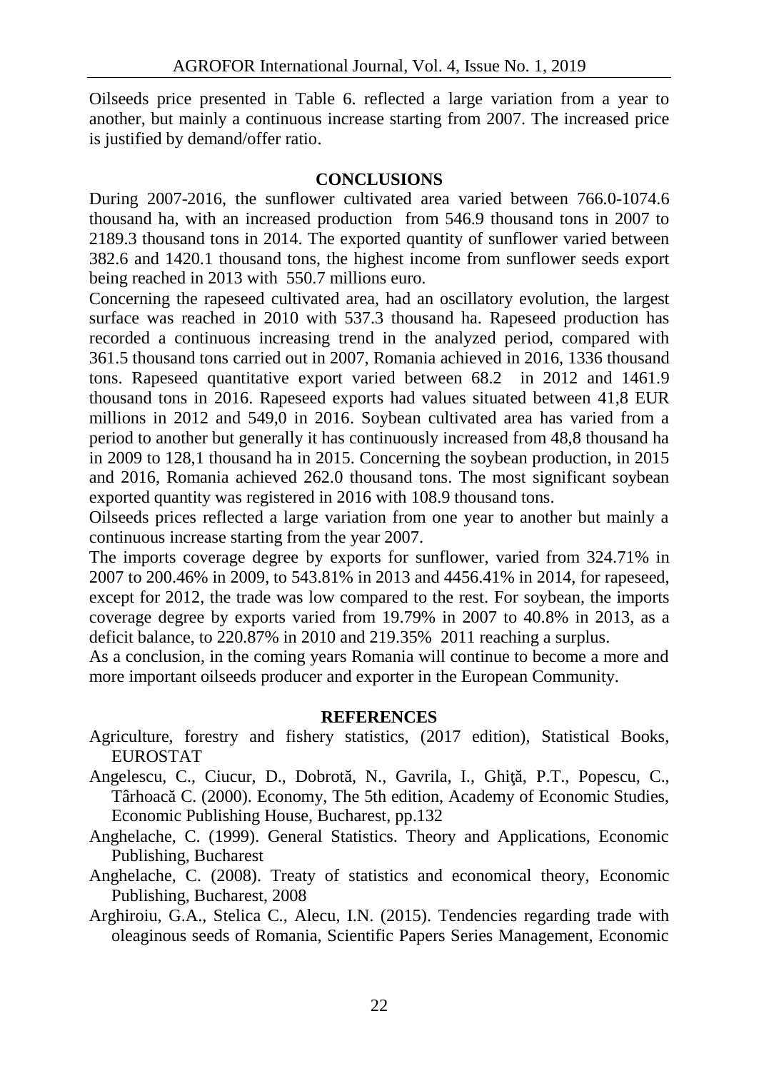Oilseeds price presented in Table 6. reflected a large variation from a year to another, but mainly a continuous increase starting from 2007. The increased price is justified by demand/offer ratio.

## CONCLUSIONS

During 2007-2016, the sunflower cultivated area varied between 766.0-1074.6 thousand ha, with an increased production from 546.9 thousand tons in 2007 to 2189.3 thousand tons in 2014. The exported quantity of sunflower varied between 382.6 and 1420.1 thousand tons, the highest income from sunflower seeds export being reached in 2013 with 550.7 millions euro.

Concerning the rapeseed cultivated area, had an oscillatory evolution, the largest surface was reached in 2010 with 537.3 thousand ha. Rapeseed production has recorded a continuous increasing trend in the analyzed period, compared with 361.5 thousand tons carried out in 2007, Romania achieved in 2016, 1336 thousand tons. Rapeseed quantitative export varied between 68.2 in 2012 and 1461.9 thousand tons in 2016. Rapeseed exports had values situated between 41,8 EUR millions in 2012 and 549,0 in 2016. Soybean cultivated area has varied from a period to another but generally it has continuously increased from 48,8 thousand ha in 2009 to 128,1 thousand ha in 2015. Concerning the soybean production, in 2015 and 2016, Romania achieved 262.0 thousand tons. The most significant soybean exported quantity was registered in 2016 with 108.9 thousand tons.

Oilseeds prices reflected a large variation from one year to another but mainly a continuous increase starting from the year 2007.

The imports coverage degree by exports for sunflower, varied from 324.71% in 2007 to 200.46% in 2009, to 543.81% in 2013 and 4456.41% in 2014, for rapeseed, except for 2012, the trade was low compared to the rest. For soybean, the imports coverage degree by exports varied from 19.79% in 2007 to 40.8% in 2013, as a deficit balance, to 220.87% in 2010 and 219.35% 2011 reaching a surplus.

As a conclusion, in the coming years Romania will continue to become a more and more important oilseeds producer and exporter in the European Community.

## REFERENCES

Agriculture, forestry and fishery statistics, (2017 edition), Statistical Books, EUROSTAT

Angelescu, C., Ciucur, D., Dobrotă, N., Gavrila, I., Ghiţă, P.T., Popescu, C., Târhoacă C. (2000). Economy, The 5th edition, Academy of Economic Studies, Economic Publishing House, Bucharest, pp.132

Anghelache, C. (1999). General Statistics. Theory and Applications, Economic Publishing, Bucharest

Anghelache, C. (2008). Treaty of statistics and economical theory, Economic Publishing, Bucharest, 2008

Arghiroiu, G.A., Stelica C., Alecu, I.N. (2015). Tendencies regarding trade with oleaginous seeds of Romania, Scientific Papers Series Management, Economic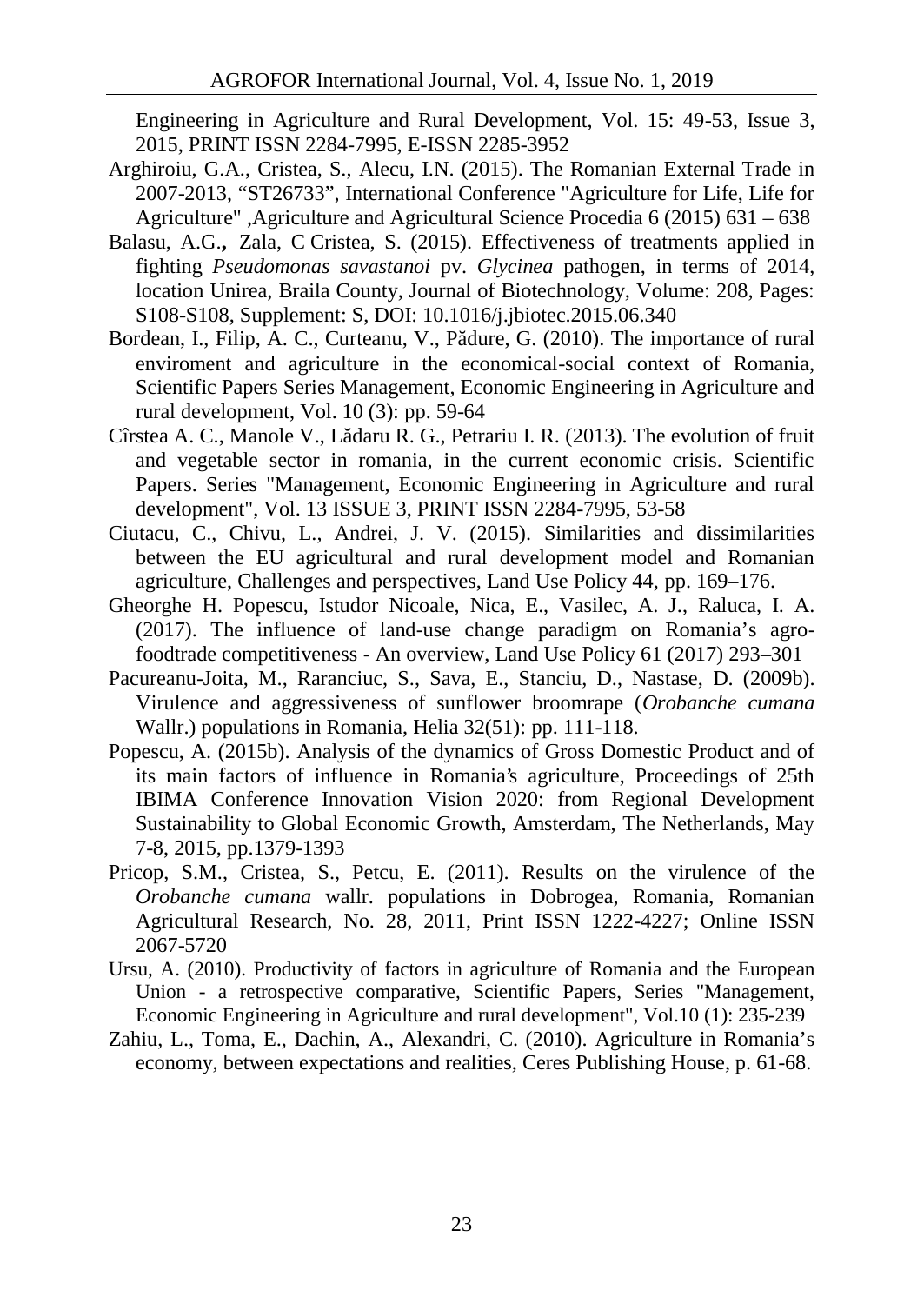Engineering in Agriculture and Rural Development, Vol. 15: 49-53, Issue 3, 2015, PRINT ISSN 2284-7995, E-ISSN 2285-3952

Arghiroiu, G.A., Cristea, S., Alecu, I.N. (2015). The Romanian External Trade in 2007-2013, "ST26733", International Conference "Agriculture for Life, Life for Agriculture" ,Agriculture and Agricultural Science Procedia 6 (2015) 631 – 638

Balasu, A.G.**,** Zala, C Cristea, S. (2015). Effectiveness of treatments applied in fighting *Pseudomonas savastanoi* pv. *Glycinea* pathogen, in terms of 2014, location Unirea, Braila County, Journal of Biotechnology, Volume: 208, Pages: S108-S108, Supplement: S, DOI: 10.1016/j.jbiotec.2015.06.340

Bordean, I., Filip, A. C., Curteanu, V., Pădure, G. (2010). The importance of rural enviroment and agriculture in the economical-social context of Romania, Scientific Papers Series Management, Economic Engineering in Agriculture and rural development, Vol. 10 (3): pp. 59-64

Cîrstea A. C., Manole V., Lădaru R. G., Petrariu I. R. (2013). The evolution of fruit and vegetable sector in romania, in the current economic crisis. Scientific Papers. Series "Management, Economic Engineering in Agriculture and rural development", Vol. 13 ISSUE 3, PRINT ISSN 2284-7995, 53-58

Ciutacu, C., Chivu, L., Andrei, J. V. (2015). Similarities and dissimilarities between the EU agricultural and rural development model and Romanian agriculture, Challenges and perspectives, Land Use Policy 44, pp. 169–176.

Gheorghe H. Popescu, Istudor Nicoale, Nica, E., Vasilec, A. J., Raluca, I. A. (2017). The influence of land-use change paradigm on Romania's agro-foodtrade competitiveness - An overview, Land Use Policy 61 (2017) 293–301

Pacureanu-Joita, M., Raranciuc, S., Sava, E., Stanciu, D., Nastase, D. (2009b). Virulence and aggressiveness of sunflower broomrape (*Orobanche cumana* Wallr.) populations in Romania, Helia 32(51): pp. 111-118.

Popescu, A. (2015b). Analysis of the dynamics of Gross Domestic Product and of its main factors of influence in Romania's agriculture, Proceedings of 25th IBIMA Conference Innovation Vision 2020: from Regional Development Sustainability to Global Economic Growth, Amsterdam, The Netherlands, May 7-8, 2015, pp.1379-1393

Pricop, S.M., Cristea, S., Petcu, E. (2011). Results on the virulence of the *Orobanche cumana* wallr. populations in Dobrogea, Romania, Romanian Agricultural Research, No. 28, 2011, Print ISSN 1222-4227; Online ISSN 2067-5720

Ursu, A. (2010). Productivity of factors in agriculture of Romania and the European Union - a retrospective comparative, Scientific Papers, Series "Management, Economic Engineering in Agriculture and rural development", Vol.10 (1): 235-239

Zahiu, L., Toma, E., Dachin, A., Alexandri, C. (2010). Agriculture in Romania's economy, between expectations and realities, Ceres Publishing House, p. 61-68.